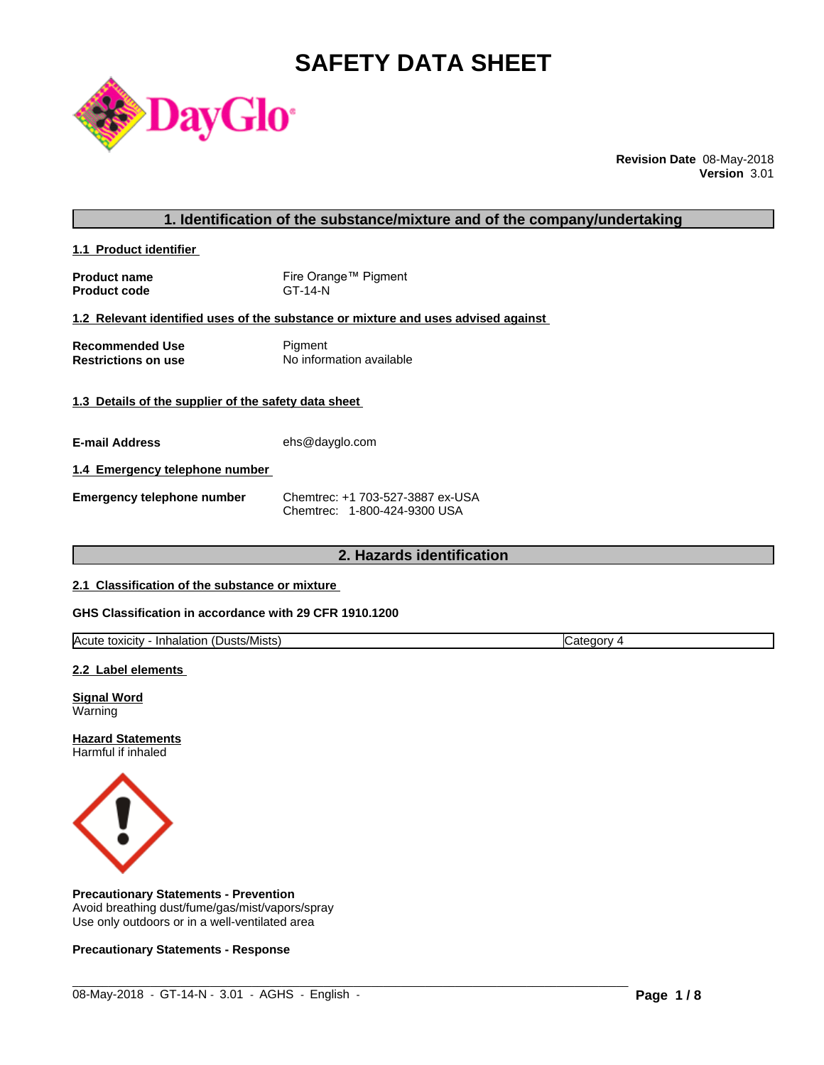# SAFETY DATA SHEET

**Revision Date** 08-May-2018
**Version** 3.01

## 1. Identification of the substance/mixture and of the company/undertaking

### 1.1 Product identifier

| | |
|---|---|
| **Product name** | Fire Orange™ Pigment |
| **Product code** | GT-14-N |

### 1.2 Relevant identified uses of the substance or mixture and uses advised against

| | |
|---|---|
| **Recommended Use** | Pigment |
| **Restrictions on use** | No information available |

### 1.3 Details of the supplier of the safety data sheet

**E-mail Address** ehs@dayglo.com

### 1.4 Emergency telephone number

**Emergency telephone number** Chemtrec: +1 703-527-3887 ex-USA
Chemtrec: 1-800-424-9300 USA

## 2. Hazards identification

### 2.1 Classification of the substance or mixture

**GHS Classification in accordance with 29 CFR 1910.1200**

| | |
|---|---|
| Acute toxicity - Inhalation (Dusts/Mists) | Category 4 |

### 2.2 Label elements

**Signal Word**
Warning

**Hazard Statements**
Harmful if inhaled

**Precautionary Statements - Prevention**
Avoid breathing dust/fume/gas/mist/vapors/spray
Use only outdoors or in a well-ventilated area

**Precautionary Statements - Response**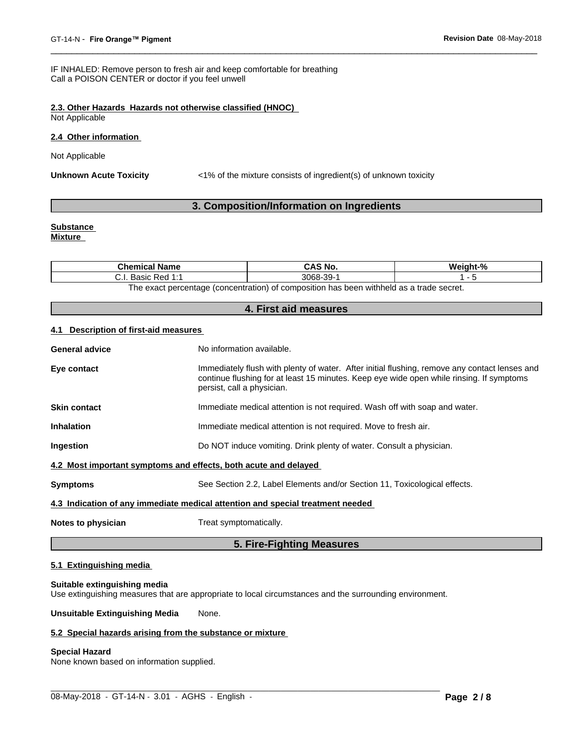IF INHALED: Remove person to fresh air and keep comfortable for breathing
Call a POISON CENTER or doctor if you feel unwell

**2.3. Other Hazards Hazards not otherwise classified (HNOC)**
Not Applicable

**2.4 Other information**

Not Applicable

**Unknown Acute Toxicity** <1% of the mixture consists of ingredient(s) of unknown toxicity

## 3. Composition/Information on Ingredients

**Substance**
**Mixture**

| Chemical Name | CAS No. | Weight-% |
|---|---|---|
| C.I. Basic Red 1:1 | 3068-39-1 | 1 - 5 |

The exact percentage (concentration) of composition has been withheld as a trade secret.

## 4. First aid measures

**4.1 Description of first-aid measures**

**General advice** No information available.

**Eye contact** Immediately flush with plenty of water. After initial flushing, remove any contact lenses and continue flushing for at least 15 minutes. Keep eye wide open while rinsing. If symptoms persist, call a physician.

**Skin contact** Immediate medical attention is not required. Wash off with soap and water.

**Inhalation** Immediate medical attention is not required. Move to fresh air.

**Ingestion** Do NOT induce vomiting. Drink plenty of water. Consult a physician.

**4.2 Most important symptoms and effects, both acute and delayed**

**Symptoms** See Section 2.2, Label Elements and/or Section 11, Toxicological effects.

**4.3 Indication of any immediate medical attention and special treatment needed**

**Notes to physician** Treat symptomatically.

## 5. Fire-Fighting Measures

**5.1 Extinguishing media**

**Suitable extinguishing media**
Use extinguishing measures that are appropriate to local circumstances and the surrounding environment.

**Unsuitable Extinguishing Media** None.

**5.2 Special hazards arising from the substance or mixture**

**Special Hazard**
None known based on information supplied.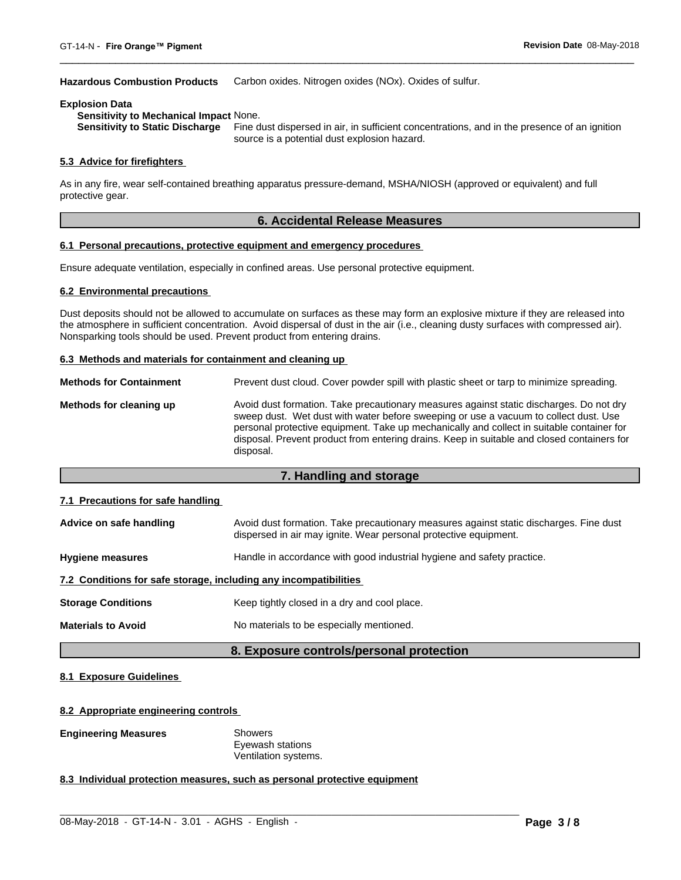**Hazardous Combustion Products** Carbon oxides. Nitrogen oxides (NOx). Oxides of sulfur.

**Explosion Data**

**Sensitivity to Mechanical Impact** None.

**Sensitivity to Static Discharge** Fine dust dispersed in air, in sufficient concentrations, and in the presence of an ignition source is a potential dust explosion hazard.

**5.3 Advice for firefighters**

As in any fire, wear self-contained breathing apparatus pressure-demand, MSHA/NIOSH (approved or equivalent) and full protective gear.

## 6. Accidental Release Measures

**6.1 Personal precautions, protective equipment and emergency procedures**

Ensure adequate ventilation, especially in confined areas. Use personal protective equipment.

**6.2 Environmental precautions**

Dust deposits should not be allowed to accumulate on surfaces as these may form an explosive mixture if they are released into the atmosphere in sufficient concentration. Avoid dispersal of dust in the air (i.e., cleaning dusty surfaces with compressed air). Nonsparking tools should be used. Prevent product from entering drains.

**6.3 Methods and materials for containment and cleaning up**

**Methods for Containment** Prevent dust cloud. Cover powder spill with plastic sheet or tarp to minimize spreading.

**Methods for cleaning up** Avoid dust formation. Take precautionary measures against static discharges. Do not dry sweep dust. Wet dust with water before sweeping or use a vacuum to collect dust. Use personal protective equipment. Take up mechanically and collect in suitable container for disposal. Prevent product from entering drains. Keep in suitable and closed containers for disposal.

## 7. Handling and storage

**7.1 Precautions for safe handling**

**Advice on safe handling** Avoid dust formation. Take precautionary measures against static discharges. Fine dust dispersed in air may ignite. Wear personal protective equipment.

**Hygiene measures** Handle in accordance with good industrial hygiene and safety practice.

**7.2 Conditions for safe storage, including any incompatibilities**

**Storage Conditions** Keep tightly closed in a dry and cool place.

**Materials to Avoid** No materials to be especially mentioned.

## 8. Exposure controls/personal protection

**8.1 Exposure Guidelines**

**8.2 Appropriate engineering controls**

**Engineering Measures** Showers
Eyewash stations
Ventilation systems.

**8.3 Individual protection measures, such as personal protective equipment**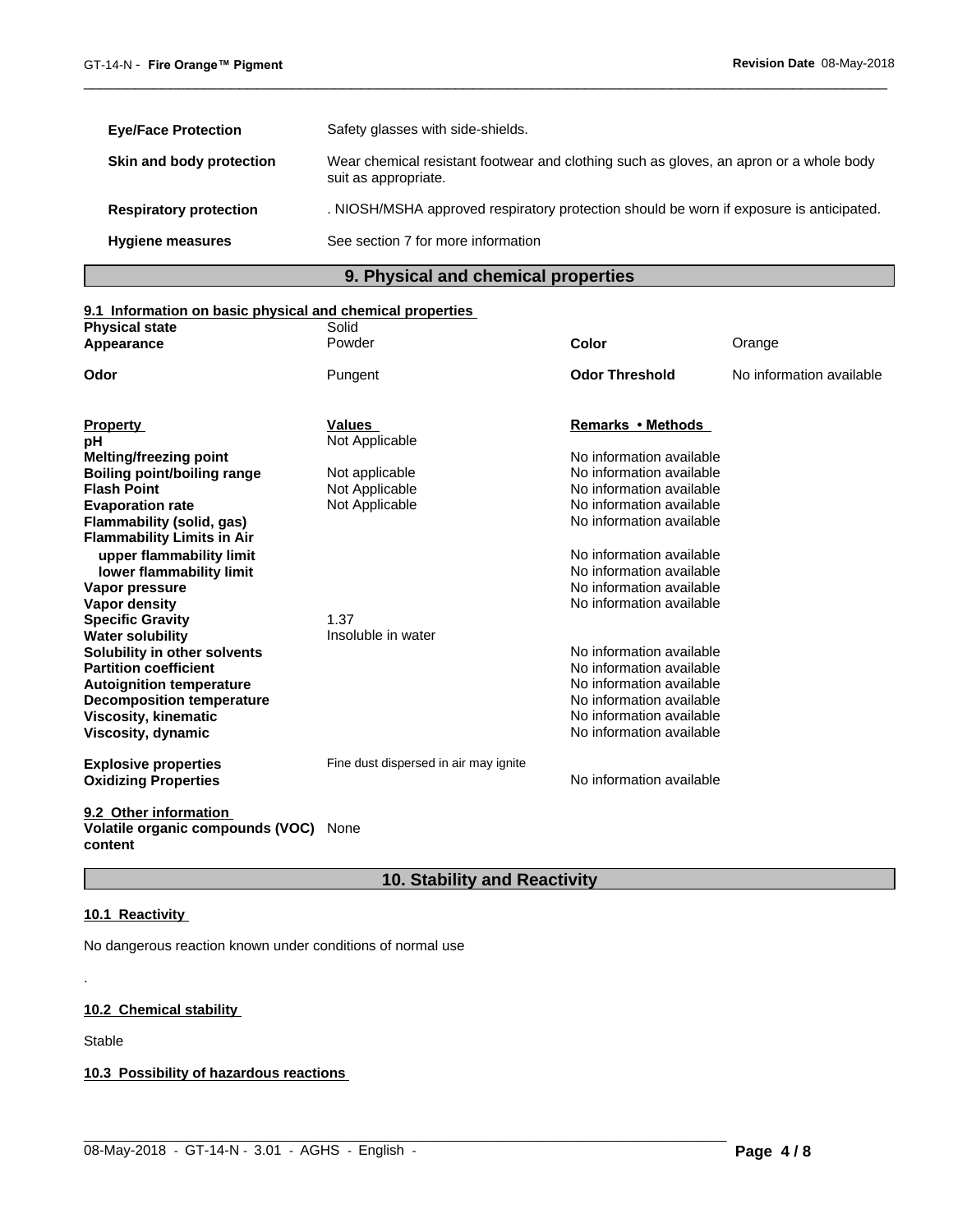| | |
|---|---|
| **Eye/Face Protection** | Safety glasses with side-shields. |
| **Skin and body protection** | Wear chemical resistant footwear and clothing such as gloves, an apron or a whole body suit as appropriate. |
| **Respiratory protection** | . NIOSH/MSHA approved respiratory protection should be worn if exposure is anticipated. |
| **Hygiene measures** | See section 7 for more information |

## 9. Physical and chemical properties

### 9.1 Information on basic physical and chemical properties

| | | | |
|---|---|---|---|
| **Physical state** | Solid | | |
| **Appearance** | Powder | **Color** | Orange |
| **Odor** | Pungent | **Odor Threshold** | No information available |

| **Property** | **Values** | **Remarks • Methods** |
|---|---|---|
| **pH** | Not Applicable | |
| **Melting/freezing point** | | No information available |
| **Boiling point/boiling range** | Not applicable | No information available |
| **Flash Point** | Not Applicable | No information available |
| **Evaporation rate** | Not Applicable | No information available |
| **Flammability (solid, gas)** | | No information available |
| **Flammability Limits in Air** | | |
| **upper flammability limit** | | No information available |
| **lower flammability limit** | | No information available |
| **Vapor pressure** | | No information available |
| **Vapor density** | | No information available |
| **Specific Gravity** | 1.37 | |
| **Water solubility** | Insoluble in water | |
| **Solubility in other solvents** | | No information available |
| **Partition coefficient** | | No information available |
| **Autoignition temperature** | | No information available |
| **Decomposition temperature** | | No information available |
| **Viscosity, kinematic** | | No information available |
| **Viscosity, dynamic** | | No information available |
| **Explosive properties** | Fine dust dispersed in air may ignite | |
| **Oxidizing Properties** | | No information available |

### 9.2 Other information

**Volatile organic compounds (VOC) content** None

## 10. Stability and Reactivity

### 10.1 Reactivity

No dangerous reaction known under conditions of normal use

.

### 10.2 Chemical stability

Stable

### 10.3 Possibility of hazardous reactions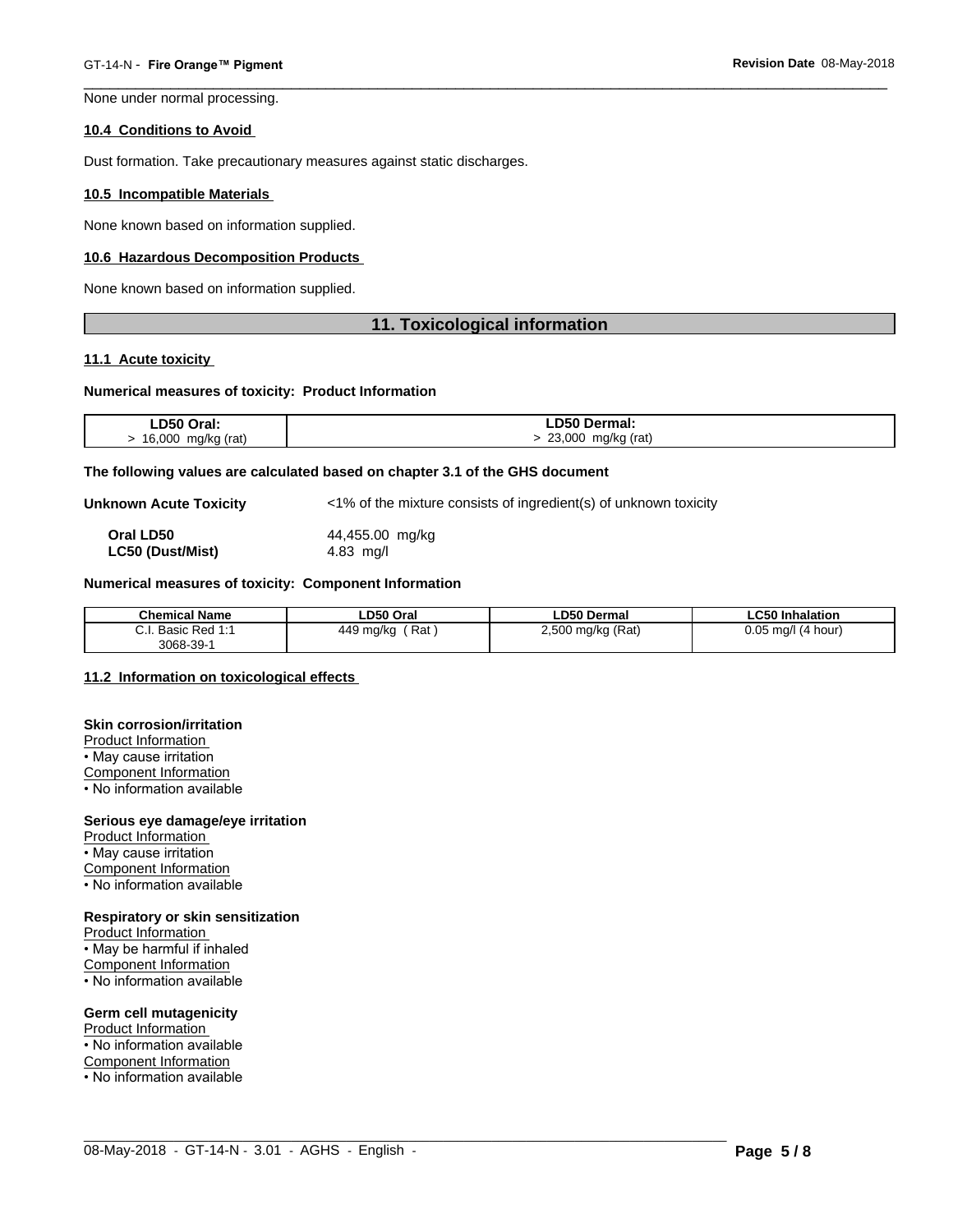None under normal processing.

### 10.4 Conditions to Avoid

Dust formation. Take precautionary measures against static discharges.

### 10.5 Incompatible Materials

None known based on information supplied.

### 10.6 Hazardous Decomposition Products

None known based on information supplied.

## 11. Toxicological information

### 11.1 Acute toxicity

**Numerical measures of toxicity: Product Information**

| LD50 Oral: | LD50 Dermal: |
|---|---|
| > 16,000 mg/kg (rat) | > 23,000 mg/kg (rat) |

**The following values are calculated based on chapter 3.1 of the GHS document**

**Unknown Acute Toxicity** <1% of the mixture consists of ingredient(s) of unknown toxicity

**Oral LD50** 44,455.00 mg/kg
**LC50 (Dust/Mist)** 4.83 mg/l

**Numerical measures of toxicity: Component Information**

| Chemical Name | LD50 Oral | LD50 Dermal | LC50 Inhalation |
|---|---|---|---|
| C.I. Basic Red 1:1<br>3068-39-1 | 449 mg/kg ( Rat ) | 2,500 mg/kg (Rat) | 0.05 mg/l (4 hour) |

### 11.2 Information on toxicological effects

**Skin corrosion/irritation**
Product Information
• May cause irritation
Component Information
• No information available

**Serious eye damage/eye irritation**
Product Information
• May cause irritation
Component Information
• No information available

**Respiratory or skin sensitization**
Product Information
• May be harmful if inhaled
Component Information
• No information available

**Germ cell mutagenicity**
Product Information
• No information available
Component Information
• No information available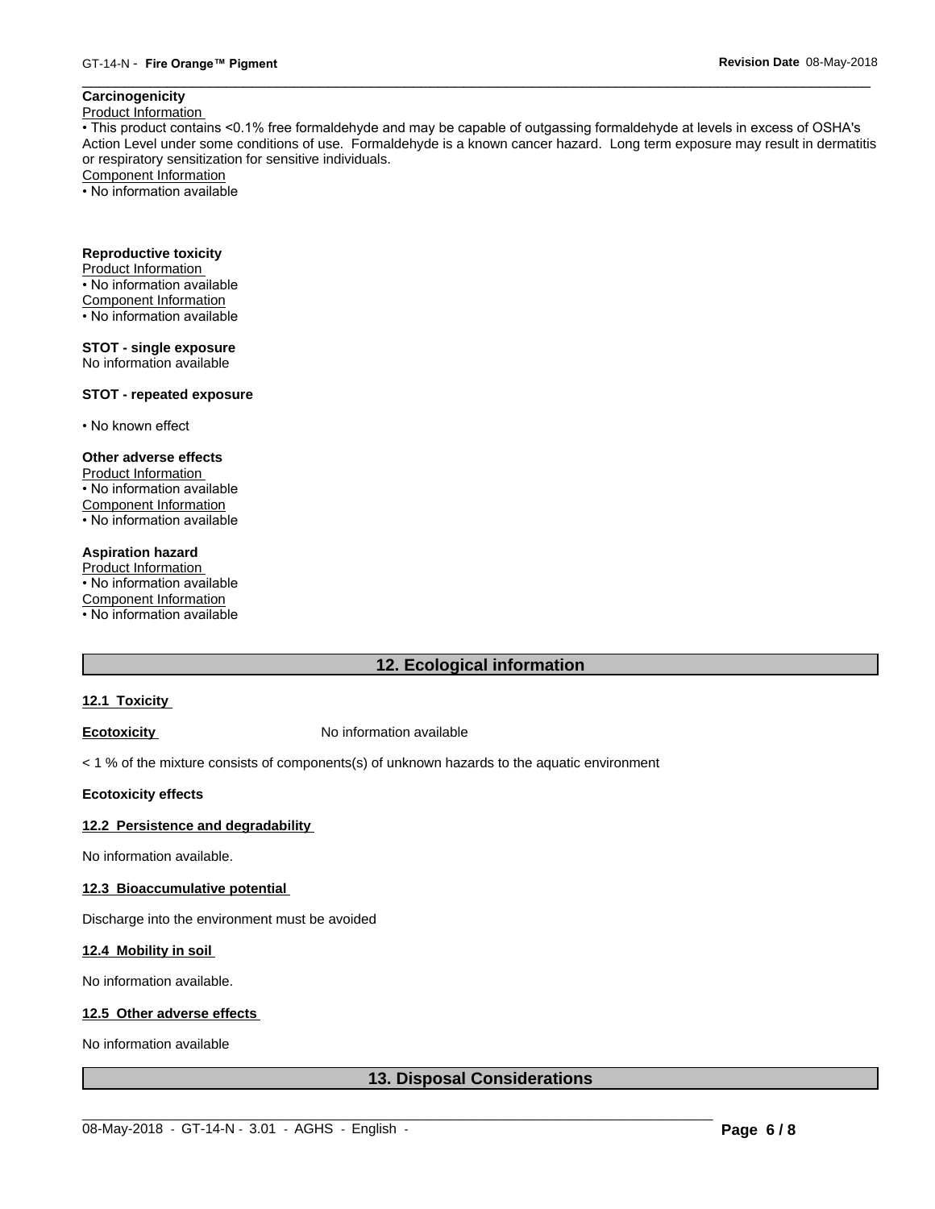**Carcinogenicity**

Product Information

• This product contains <0.1% free formaldehyde and may be capable of outgassing formaldehyde at levels in excess of OSHA's Action Level under some conditions of use. Formaldehyde is a known cancer hazard. Long term exposure may result in dermatitis or respiratory sensitization for sensitive individuals.

Component Information

• No information available

**Reproductive toxicity**

Product Information

• No information available

Component Information

• No information available

**STOT - single exposure**

No information available

**STOT - repeated exposure**

• No known effect

**Other adverse effects**

Product Information

• No information available

Component Information

• No information available

**Aspiration hazard**

Product Information

• No information available

Component Information

• No information available

## 12. Ecological information

### 12.1 Toxicity

**Ecotoxicity** No information available

< 1 % of the mixture consists of components(s) of unknown hazards to the aquatic environment

**Ecotoxicity effects**

### 12.2 Persistence and degradability

No information available.

### 12.3 Bioaccumulative potential

Discharge into the environment must be avoided

### 12.4 Mobility in soil

No information available.

### 12.5 Other adverse effects

No information available

## 13. Disposal Considerations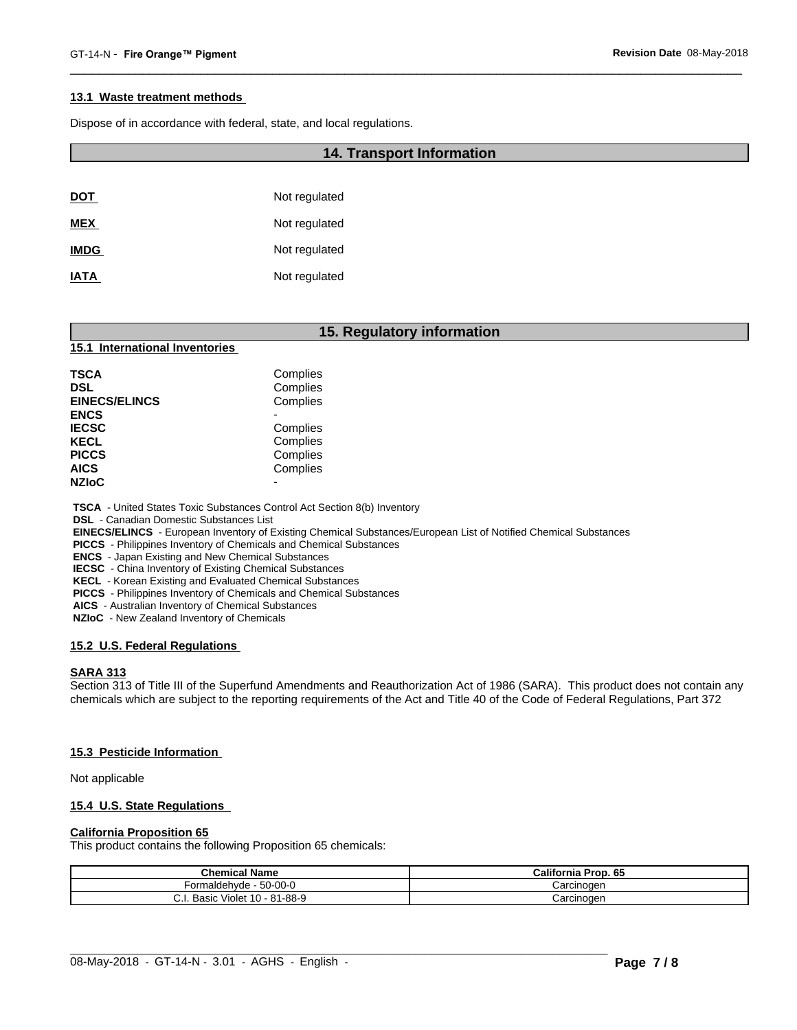### 13.1 Waste treatment methods

Dispose of in accordance with federal, state, and local regulations.

## 14. Transport Information

| | |
|---|---|
| **DOT** | Not regulated |
| **MEX** | Not regulated |
| **IMDG** | Not regulated |
| **IATA** | Not regulated |

## 15. Regulatory information

### 15.1 International Inventories

| | |
|---|---|
| **TSCA** | Complies |
| **DSL** | Complies |
| **EINECS/ELINCS** | Complies |
| **ENCS** | - |
| **IECSC** | Complies |
| **KECL** | Complies |
| **PICCS** | Complies |
| **AICS** | Complies |
| **NZIoC** | - |

**TSCA** - United States Toxic Substances Control Act Section 8(b) Inventory
**DSL** - Canadian Domestic Substances List
**EINECS/ELINCS** - European Inventory of Existing Chemical Substances/European List of Notified Chemical Substances
**PICCS** - Philippines Inventory of Chemicals and Chemical Substances
**ENCS** - Japan Existing and New Chemical Substances
**IECSC** - China Inventory of Existing Chemical Substances
**KECL** - Korean Existing and Evaluated Chemical Substances
**PICCS** - Philippines Inventory of Chemicals and Chemical Substances
**AICS** - Australian Inventory of Chemical Substances
**NZIoC** - New Zealand Inventory of Chemicals

### 15.2 U.S. Federal Regulations

**SARA 313**

Section 313 of Title III of the Superfund Amendments and Reauthorization Act of 1986 (SARA). This product does not contain any chemicals which are subject to the reporting requirements of the Act and Title 40 of the Code of Federal Regulations, Part 372

### 15.3 Pesticide Information

Not applicable

### 15.4 U.S. State Regulations

**California Proposition 65**

This product contains the following Proposition 65 chemicals:

| Chemical Name | California Prop. 65 |
|---|---|
| Formaldehyde - 50-00-0 | Carcinogen |
| C.I. Basic Violet 10 - 81-88-9 | Carcinogen |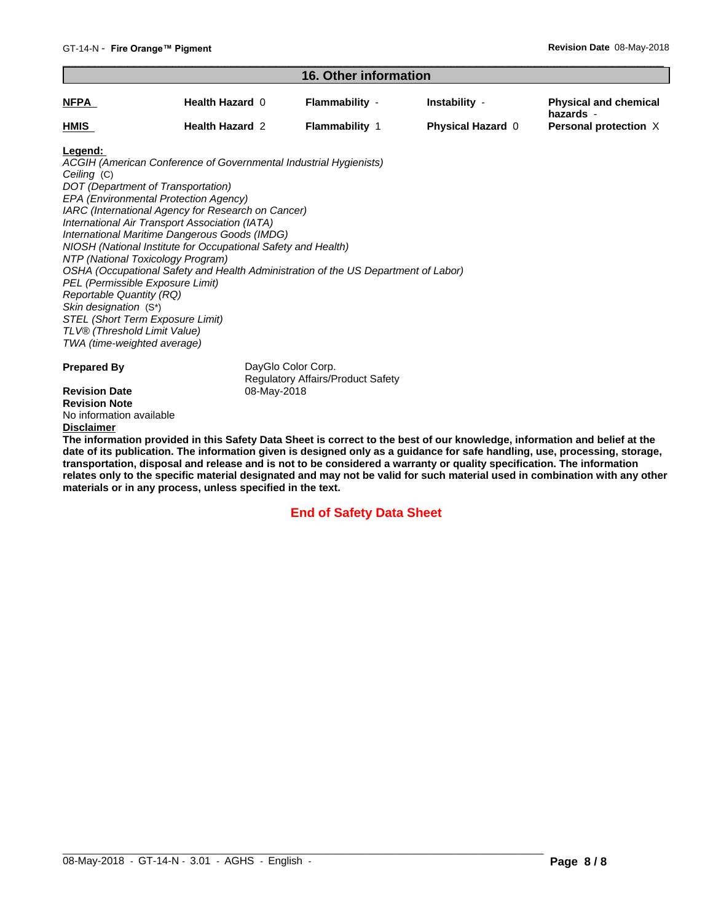## 16. Other information

| | | | | |
|---|---|---|---|---|
| **NFPA** | **Health Hazard** 0 | **Flammability** - | **Instability** - | **Physical and chemical hazards** - |
| **HMIS** | **Health Hazard** 2 | **Flammability** 1 | **Physical Hazard** 0 | **Personal protection** X |

**Legend:**

*ACGIH (American Conference of Governmental Industrial Hygienists)*
*Ceiling* (C)
*DOT (Department of Transportation)*
*EPA (Environmental Protection Agency)*
*IARC (International Agency for Research on Cancer)*
*International Air Transport Association (IATA)*
*International Maritime Dangerous Goods (IMDG)*
*NIOSH (National Institute for Occupational Safety and Health)*
*NTP (National Toxicology Program)*
*OSHA (Occupational Safety and Health Administration of the US Department of Labor)*
*PEL (Permissible Exposure Limit)*
*Reportable Quantity (RQ)*
*Skin designation* (S*)
*STEL (Short Term Exposure Limit)*
*TLV® (Threshold Limit Value)*
*TWA (time-weighted average)*

**Prepared By** DayGlo Color Corp.
Regulatory Affairs/Product Safety

**Revision Date** 08-May-2018

**Revision Note**
No information available

**Disclaimer**

**The information provided in this Safety Data Sheet is correct to the best of our knowledge, information and belief at the date of its publication. The information given is designed only as a guidance for safe handling, use, processing, storage, transportation, disposal and release and is not to be considered a warranty or quality specification. The information relates only to the specific material designated and may not be valid for such material used in combination with any other materials or in any process, unless specified in the text.**

**End of Safety Data Sheet**